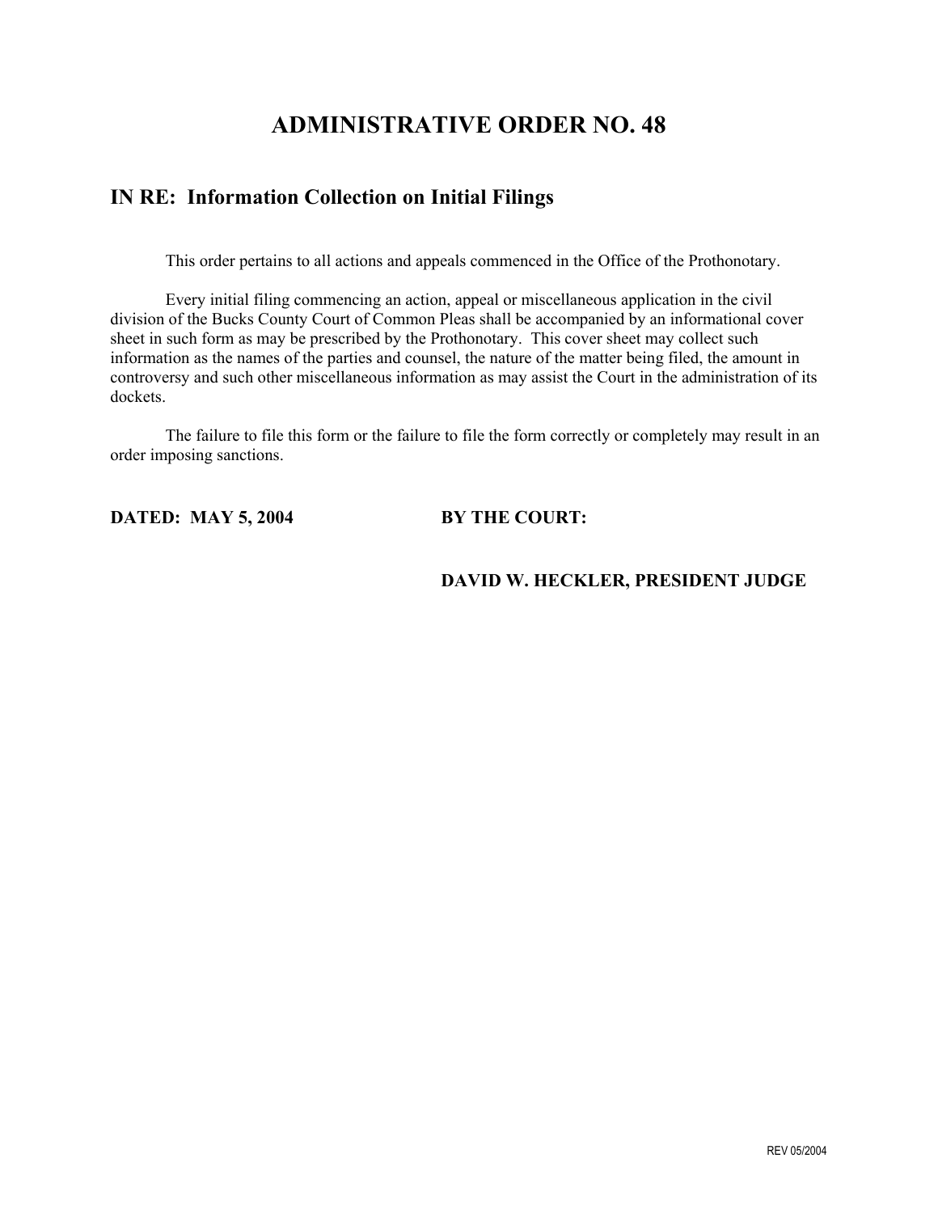# ADMINISTRATIVE ORDER NO. 48

## IN RE: Information Collection on Initial Filings

This order pertains to all actions and appeals commenced in the Office of the Prothonotary.

Every initial filing commencing an action, appeal or miscellaneous application in the civil division of the Bucks County Court of Common Pleas shall be accompanied by an informational cover sheet in such form as may be prescribed by the Prothonotary. This cover sheet may collect such information as the names of the parties and counsel, the nature of the matter being filed, the amount in controversy and such other miscellaneous information as may assist the Court in the administration of its dockets.

The failure to file this form or the failure to file the form correctly or completely may result in an order imposing sanctions.

**DATED: MAY 5, 2004** **BY THE COURT:**

**DAVID W. HECKLER, PRESIDENT JUDGE**

REV 05/2004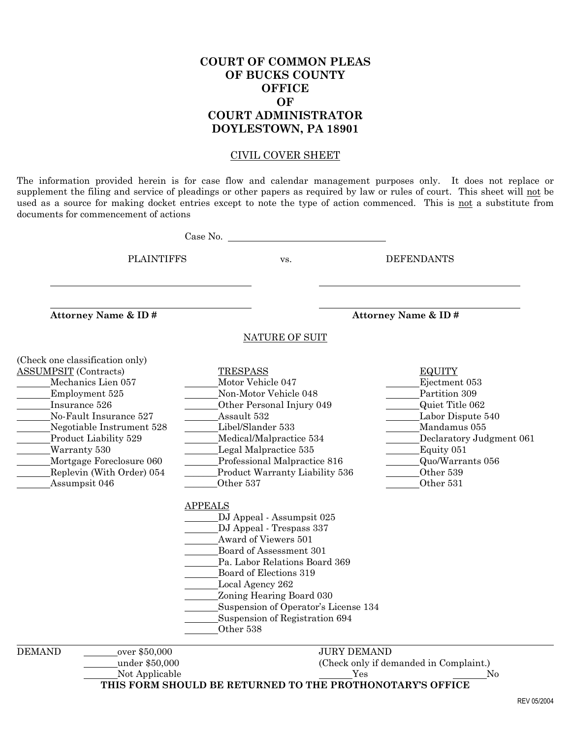# COURT OF COMMON PLEAS OF BUCKS COUNTY OFFICE OF COURT ADMINISTRATOR DOYLESTOWN, PA 18901

## CIVIL COVER SHEET

The information provided herein is for case flow and calendar management purposes only. It does not replace or supplement the filing and service of pleadings or other papers as required by law or rules of court. This sheet will not be used as a source for making docket entries except to note the type of action commenced. This is not a substitute from documents for commencement of actions

Case No. ____________________

| PLAINTIFFS | vs. | DEFENDANTS |
|---|---|---|
| ____________________ | | ____________________ |
| ____________________ | | ____________________ |
| **Attorney Name & ID #** | | **Attorney Name & ID #** |

### NATURE OF SUIT

(Check one classification only)

**ASSUMPSIT** (Contracts)

_______Mechanics Lien 057
_______Employment 525
_______Insurance 526
_______No-Fault Insurance 527
_______Negotiable Instrument 528
_______Product Liability 529
_______Warranty 530
_______Mortgage Foreclosure 060
_______Replevin (With Order) 054
_______Assumpsit 046

**TRESPASS**

_______Motor Vehicle 047
_______Non-Motor Vehicle 048
_______Other Personal Injury 049
_______Assault 532
_______Libel/Slander 533
_______Medical/Malpractice 534
_______Legal Malpractice 535
_______Professional Malpractice 816
_______Product Warranty Liability 536
_______Other 537

**EQUITY**

_______Ejectment 053
_______Partition 309
_______Quiet Title 062
_______Labor Dispute 540
_______Mandamus 055
_______Declaratory Judgment 061
_______Equity 051
_______Quo/Warrants 056
_______Other 539
_______Other 531

**APPEALS**

_______DJ Appeal - Assumpsit 025
_______DJ Appeal - Trespass 337
_______Award of Viewers 501
_______Board of Assessment 301
_______Pa. Labor Relations Board 369
_______Board of Elections 319
_______Local Agency 262
_______Zoning Hearing Board 030
_______Suspension of Operator's License 134
_______Suspension of Registration 694
_______Other 538

---

DEMAND
_______over $50,000
_______under $50,000
_______Not Applicable

JURY DEMAND
(Check only if demanded in Complaint.)
_______Yes _______No

**THIS FORM SHOULD BE RETURNED TO THE PROTHONOTARY'S OFFICE**

REV 05/2004